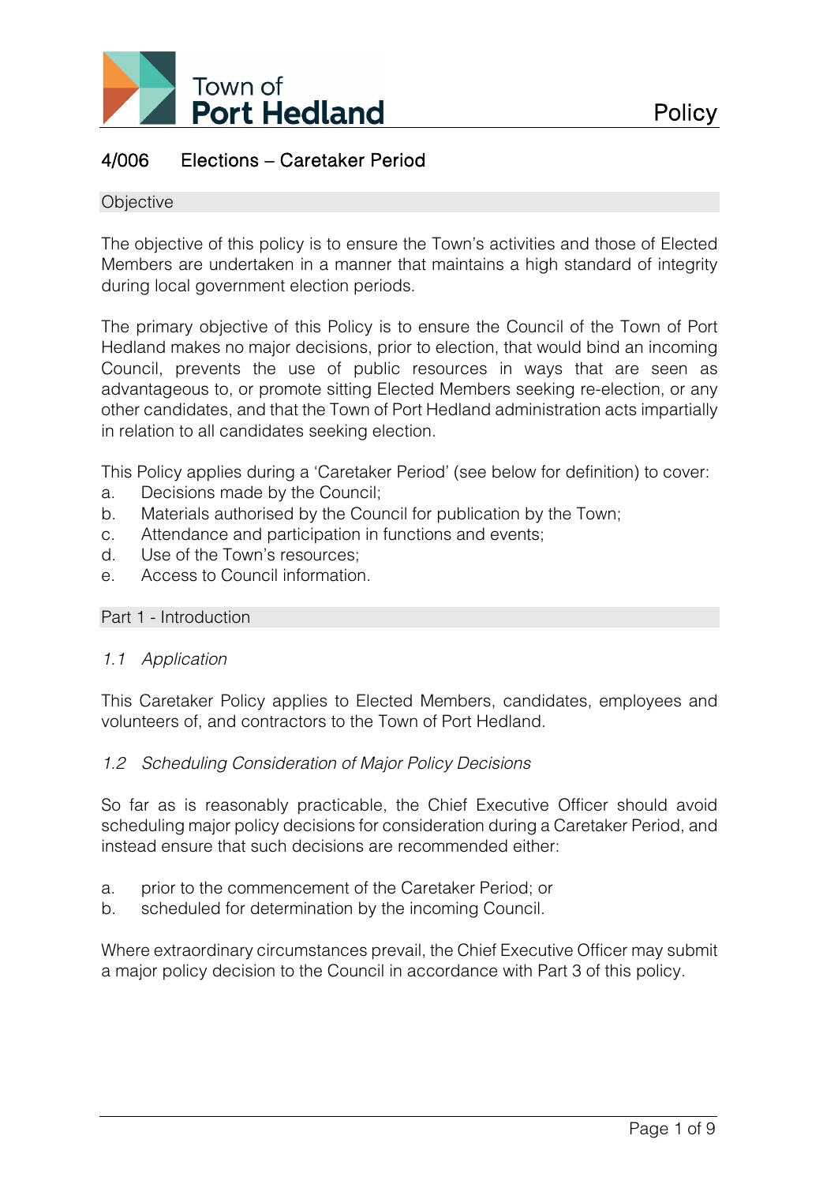# 4/006 Elections – Caretaker Period

## Objective

The objective of this policy is to ensure the Town's activities and those of Elected Members are undertaken in a manner that maintains a high standard of integrity during local government election periods.

The primary objective of this Policy is to ensure the Council of the Town of Port Hedland makes no major decisions, prior to election, that would bind an incoming Council, prevents the use of public resources in ways that are seen as advantageous to, or promote sitting Elected Members seeking re-election, or any other candidates, and that the Town of Port Hedland administration acts impartially in relation to all candidates seeking election.

This Policy applies during a 'Caretaker Period' (see below for definition) to cover:

a. Decisions made by the Council;
b. Materials authorised by the Council for publication by the Town;
c. Attendance and participation in functions and events;
d. Use of the Town's resources;
e. Access to Council information.

## Part 1 - Introduction

### *1.1 Application*

This Caretaker Policy applies to Elected Members, candidates, employees and volunteers of, and contractors to the Town of Port Hedland.

### *1.2 Scheduling Consideration of Major Policy Decisions*

So far as is reasonably practicable, the Chief Executive Officer should avoid scheduling major policy decisions for consideration during a Caretaker Period, and instead ensure that such decisions are recommended either:

a. prior to the commencement of the Caretaker Period; or
b. scheduled for determination by the incoming Council.

Where extraordinary circumstances prevail, the Chief Executive Officer may submit a major policy decision to the Council in accordance with Part 3 of this policy.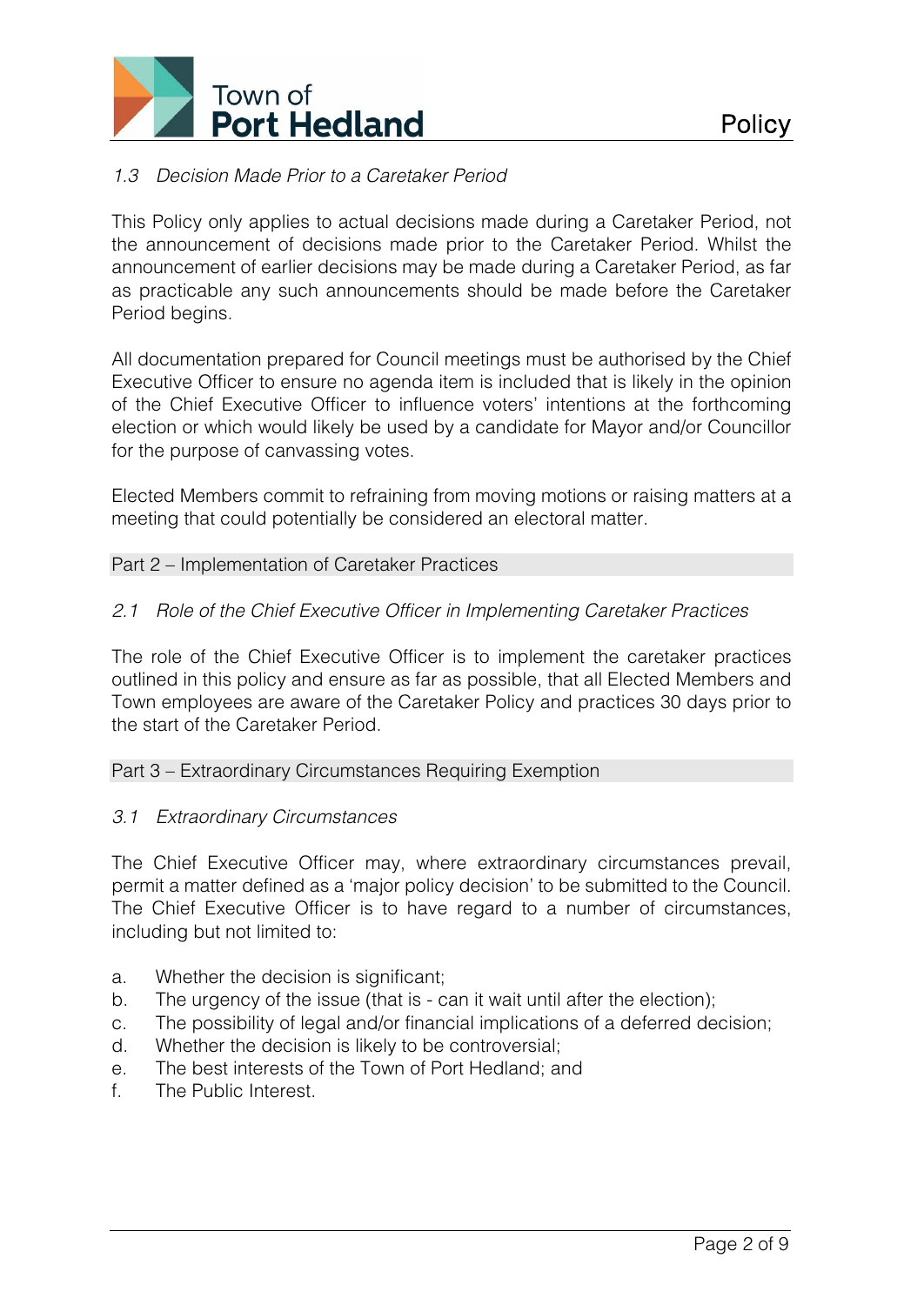### *1.3 Decision Made Prior to a Caretaker Period*

This Policy only applies to actual decisions made during a Caretaker Period, not the announcement of decisions made prior to the Caretaker Period. Whilst the announcement of earlier decisions may be made during a Caretaker Period, as far as practicable any such announcements should be made before the Caretaker Period begins.

All documentation prepared for Council meetings must be authorised by the Chief Executive Officer to ensure no agenda item is included that is likely in the opinion of the Chief Executive Officer to influence voters' intentions at the forthcoming election or which would likely be used by a candidate for Mayor and/or Councillor for the purpose of canvassing votes.

Elected Members commit to refraining from moving motions or raising matters at a meeting that could potentially be considered an electoral matter.

## Part 2 – Implementation of Caretaker Practices

### *2.1 Role of the Chief Executive Officer in Implementing Caretaker Practices*

The role of the Chief Executive Officer is to implement the caretaker practices outlined in this policy and ensure as far as possible, that all Elected Members and Town employees are aware of the Caretaker Policy and practices 30 days prior to the start of the Caretaker Period.

## Part 3 – Extraordinary Circumstances Requiring Exemption

### *3.1 Extraordinary Circumstances*

The Chief Executive Officer may, where extraordinary circumstances prevail, permit a matter defined as a 'major policy decision' to be submitted to the Council. The Chief Executive Officer is to have regard to a number of circumstances, including but not limited to:

a. Whether the decision is significant;
b. The urgency of the issue (that is - can it wait until after the election);
c. The possibility of legal and/or financial implications of a deferred decision;
d. Whether the decision is likely to be controversial;
e. The best interests of the Town of Port Hedland; and
f. The Public Interest.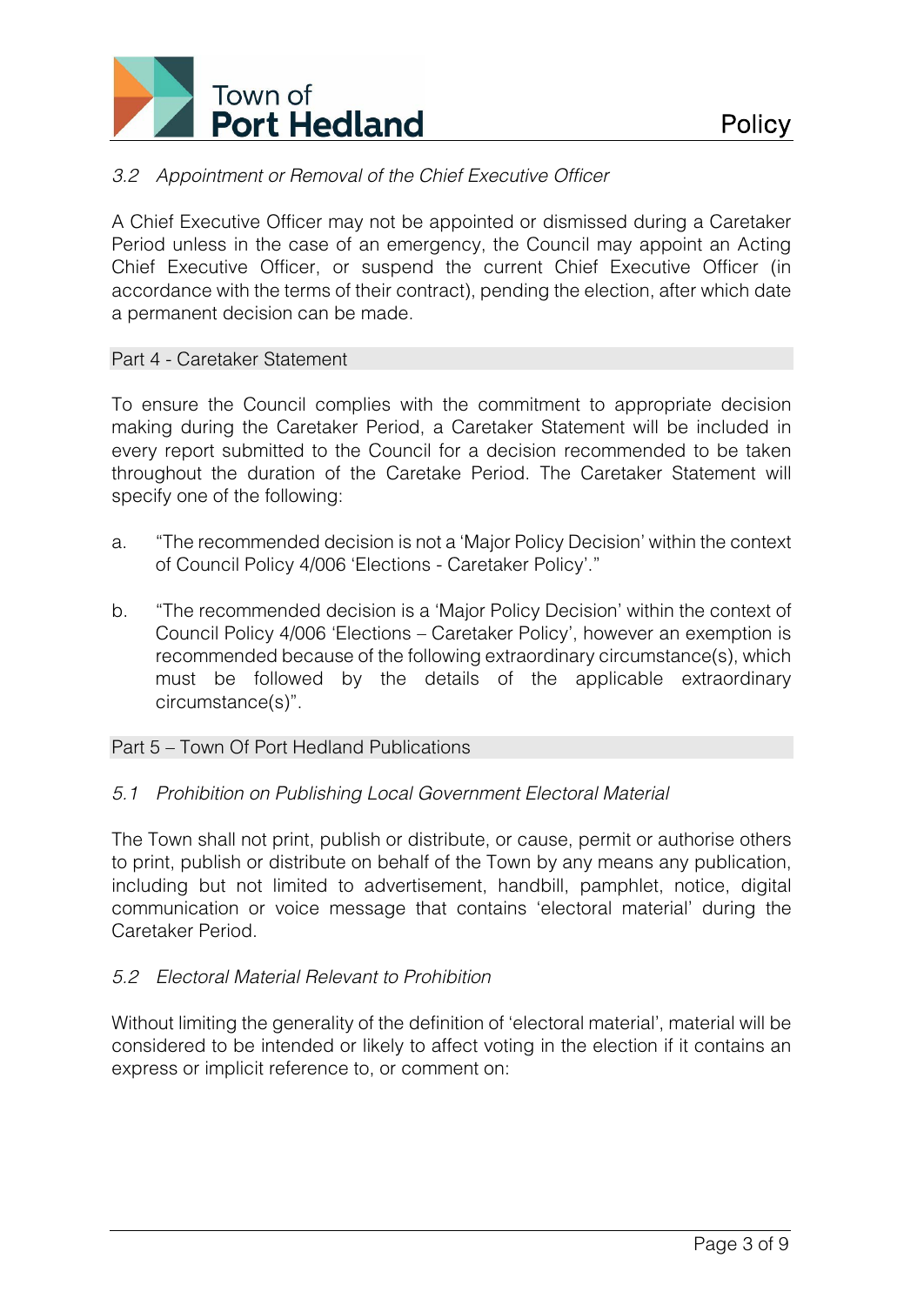### *3.2 Appointment or Removal of the Chief Executive Officer*

A Chief Executive Officer may not be appointed or dismissed during a Caretaker Period unless in the case of an emergency, the Council may appoint an Acting Chief Executive Officer, or suspend the current Chief Executive Officer (in accordance with the terms of their contract), pending the election, after which date a permanent decision can be made.

## Part 4 - Caretaker Statement

To ensure the Council complies with the commitment to appropriate decision making during the Caretaker Period, a Caretaker Statement will be included in every report submitted to the Council for a decision recommended to be taken throughout the duration of the Caretake Period. The Caretaker Statement will specify one of the following:

a. "The recommended decision is not a 'Major Policy Decision' within the context of Council Policy 4/006 'Elections - Caretaker Policy'."

b. "The recommended decision is a 'Major Policy Decision' within the context of Council Policy 4/006 'Elections – Caretaker Policy', however an exemption is recommended because of the following extraordinary circumstance(s), which must be followed by the details of the applicable extraordinary circumstance(s)".

## Part 5 – Town Of Port Hedland Publications

### *5.1 Prohibition on Publishing Local Government Electoral Material*

The Town shall not print, publish or distribute, or cause, permit or authorise others to print, publish or distribute on behalf of the Town by any means any publication, including but not limited to advertisement, handbill, pamphlet, notice, digital communication or voice message that contains 'electoral material' during the Caretaker Period.

### *5.2 Electoral Material Relevant to Prohibition*

Without limiting the generality of the definition of 'electoral material', material will be considered to be intended or likely to affect voting in the election if it contains an express or implicit reference to, or comment on: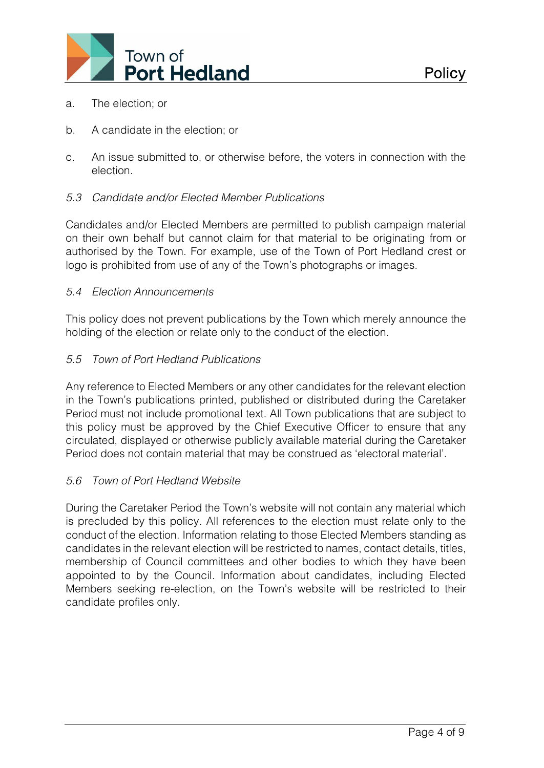a. The election; or

b. A candidate in the election; or

c. An issue submitted to, or otherwise before, the voters in connection with the election.

### *5.3 Candidate and/or Elected Member Publications*

Candidates and/or Elected Members are permitted to publish campaign material on their own behalf but cannot claim for that material to be originating from or authorised by the Town. For example, use of the Town of Port Hedland crest or logo is prohibited from use of any of the Town's photographs or images.

### *5.4 Election Announcements*

This policy does not prevent publications by the Town which merely announce the holding of the election or relate only to the conduct of the election.

### *5.5 Town of Port Hedland Publications*

Any reference to Elected Members or any other candidates for the relevant election in the Town's publications printed, published or distributed during the Caretaker Period must not include promotional text. All Town publications that are subject to this policy must be approved by the Chief Executive Officer to ensure that any circulated, displayed or otherwise publicly available material during the Caretaker Period does not contain material that may be construed as 'electoral material'.

### *5.6 Town of Port Hedland Website*

During the Caretaker Period the Town's website will not contain any material which is precluded by this policy. All references to the election must relate only to the conduct of the election. Information relating to those Elected Members standing as candidates in the relevant election will be restricted to names, contact details, titles, membership of Council committees and other bodies to which they have been appointed to by the Council. Information about candidates, including Elected Members seeking re-election, on the Town's website will be restricted to their candidate profiles only.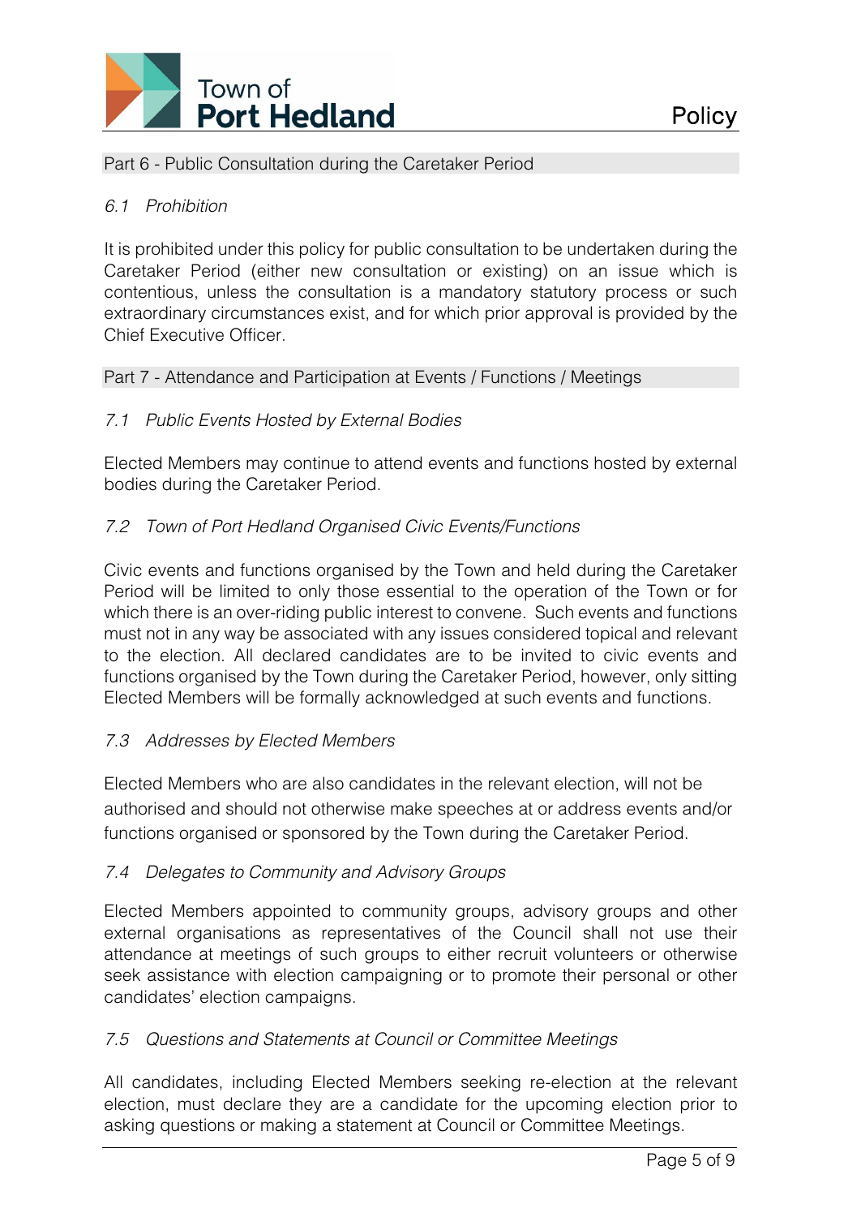## Part 6 - Public Consultation during the Caretaker Period

### *6.1 Prohibition*

It is prohibited under this policy for public consultation to be undertaken during the Caretaker Period (either new consultation or existing) on an issue which is contentious, unless the consultation is a mandatory statutory process or such extraordinary circumstances exist, and for which prior approval is provided by the Chief Executive Officer.

## Part 7 - Attendance and Participation at Events / Functions / Meetings

### *7.1 Public Events Hosted by External Bodies*

Elected Members may continue to attend events and functions hosted by external bodies during the Caretaker Period.

### *7.2 Town of Port Hedland Organised Civic Events/Functions*

Civic events and functions organised by the Town and held during the Caretaker Period will be limited to only those essential to the operation of the Town or for which there is an over-riding public interest to convene. Such events and functions must not in any way be associated with any issues considered topical and relevant to the election. All declared candidates are to be invited to civic events and functions organised by the Town during the Caretaker Period, however, only sitting Elected Members will be formally acknowledged at such events and functions.

### *7.3 Addresses by Elected Members*

Elected Members who are also candidates in the relevant election, will not be authorised and should not otherwise make speeches at or address events and/or functions organised or sponsored by the Town during the Caretaker Period.

### *7.4 Delegates to Community and Advisory Groups*

Elected Members appointed to community groups, advisory groups and other external organisations as representatives of the Council shall not use their attendance at meetings of such groups to either recruit volunteers or otherwise seek assistance with election campaigning or to promote their personal or other candidates' election campaigns.

### *7.5 Questions and Statements at Council or Committee Meetings*

All candidates, including Elected Members seeking re-election at the relevant election, must declare they are a candidate for the upcoming election prior to asking questions or making a statement at Council or Committee Meetings.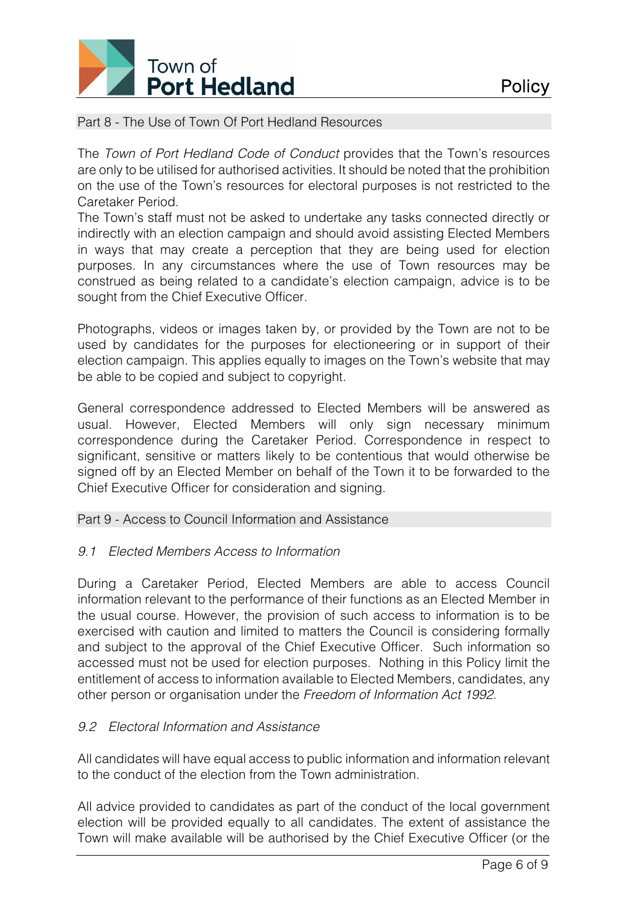## Part 8 - The Use of Town Of Port Hedland Resources

The *Town of Port Hedland Code of Conduct* provides that the Town's resources are only to be utilised for authorised activities. It should be noted that the prohibition on the use of the Town's resources for electoral purposes is not restricted to the Caretaker Period.

The Town's staff must not be asked to undertake any tasks connected directly or indirectly with an election campaign and should avoid assisting Elected Members in ways that may create a perception that they are being used for election purposes. In any circumstances where the use of Town resources may be construed as being related to a candidate's election campaign, advice is to be sought from the Chief Executive Officer.

Photographs, videos or images taken by, or provided by the Town are not to be used by candidates for the purposes for electioneering or in support of their election campaign. This applies equally to images on the Town's website that may be able to be copied and subject to copyright.

General correspondence addressed to Elected Members will be answered as usual. However, Elected Members will only sign necessary minimum correspondence during the Caretaker Period. Correspondence in respect to significant, sensitive or matters likely to be contentious that would otherwise be signed off by an Elected Member on behalf of the Town it to be forwarded to the Chief Executive Officer for consideration and signing.

## Part 9 - Access to Council Information and Assistance

### *9.1 Elected Members Access to Information*

During a Caretaker Period, Elected Members are able to access Council information relevant to the performance of their functions as an Elected Member in the usual course. However, the provision of such access to information is to be exercised with caution and limited to matters the Council is considering formally and subject to the approval of the Chief Executive Officer. Such information so accessed must not be used for election purposes. Nothing in this Policy limit the entitlement of access to information available to Elected Members, candidates, any other person or organisation under the *Freedom of Information Act 1992*.

### *9.2 Electoral Information and Assistance*

All candidates will have equal access to public information and information relevant to the conduct of the election from the Town administration.

All advice provided to candidates as part of the conduct of the local government election will be provided equally to all candidates. The extent of assistance the Town will make available will be authorised by the Chief Executive Officer (or the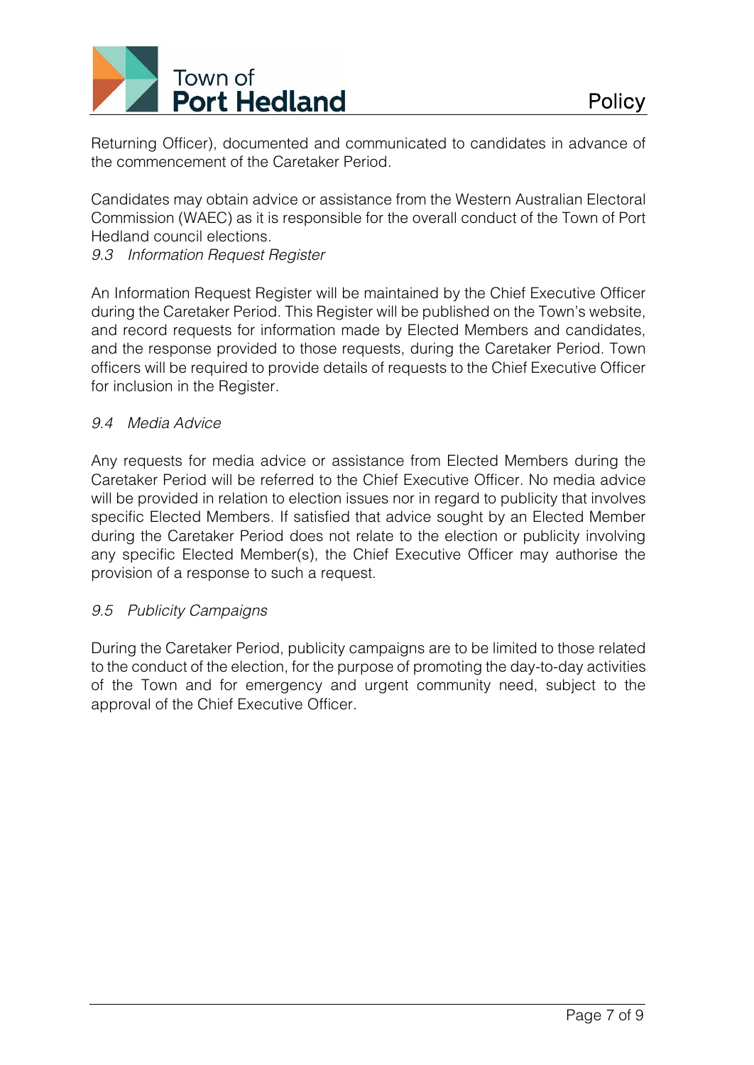Returning Officer), documented and communicated to candidates in advance of the commencement of the Caretaker Period.

Candidates may obtain advice or assistance from the Western Australian Electoral Commission (WAEC) as it is responsible for the overall conduct of the Town of Port Hedland council elections.

### *9.3 Information Request Register*

An Information Request Register will be maintained by the Chief Executive Officer during the Caretaker Period. This Register will be published on the Town's website, and record requests for information made by Elected Members and candidates, and the response provided to those requests, during the Caretaker Period. Town officers will be required to provide details of requests to the Chief Executive Officer for inclusion in the Register.

### *9.4 Media Advice*

Any requests for media advice or assistance from Elected Members during the Caretaker Period will be referred to the Chief Executive Officer. No media advice will be provided in relation to election issues nor in regard to publicity that involves specific Elected Members. If satisfied that advice sought by an Elected Member during the Caretaker Period does not relate to the election or publicity involving any specific Elected Member(s), the Chief Executive Officer may authorise the provision of a response to such a request.

### *9.5 Publicity Campaigns*

During the Caretaker Period, publicity campaigns are to be limited to those related to the conduct of the election, for the purpose of promoting the day-to-day activities of the Town and for emergency and urgent community need, subject to the approval of the Chief Executive Officer.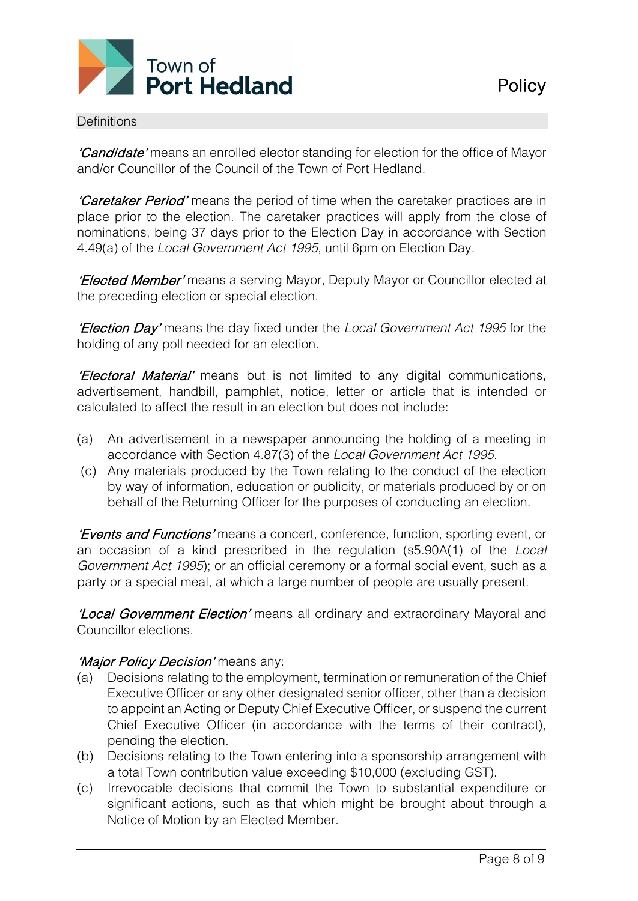## Definitions

***'Candidate'*** means an enrolled elector standing for election for the office of Mayor and/or Councillor of the Council of the Town of Port Hedland.

***'Caretaker Period'*** means the period of time when the caretaker practices are in place prior to the election. The caretaker practices will apply from the close of nominations, being 37 days prior to the Election Day in accordance with Section 4.49(a) of the *Local Government Act 1995*, until 6pm on Election Day.

***'Elected Member'*** means a serving Mayor, Deputy Mayor or Councillor elected at the preceding election or special election.

***'Election Day'*** means the day fixed under the *Local Government Act 1995* for the holding of any poll needed for an election.

***'Electoral Material'*** means but is not limited to any digital communications, advertisement, handbill, pamphlet, notice, letter or article that is intended or calculated to affect the result in an election but does not include:

(a) An advertisement in a newspaper announcing the holding of a meeting in accordance with Section 4.87(3) of the *Local Government Act 1995*.
(c) Any materials produced by the Town relating to the conduct of the election by way of information, education or publicity, or materials produced by or on behalf of the Returning Officer for the purposes of conducting an election.

***'Events and Functions'*** means a concert, conference, function, sporting event, or an occasion of a kind prescribed in the regulation (s5.90A(1) of the *Local Government Act 1995*); or an official ceremony or a formal social event, such as a party or a special meal, at which a large number of people are usually present.

***'Local Government Election'*** means all ordinary and extraordinary Mayoral and Councillor elections.

***'Major Policy Decision'*** means any:
(a) Decisions relating to the employment, termination or remuneration of the Chief Executive Officer or any other designated senior officer, other than a decision to appoint an Acting or Deputy Chief Executive Officer, or suspend the current Chief Executive Officer (in accordance with the terms of their contract), pending the election.
(b) Decisions relating to the Town entering into a sponsorship arrangement with a total Town contribution value exceeding $10,000 (excluding GST).
(c) Irrevocable decisions that commit the Town to substantial expenditure or significant actions, such as that which might be brought about through a Notice of Motion by an Elected Member.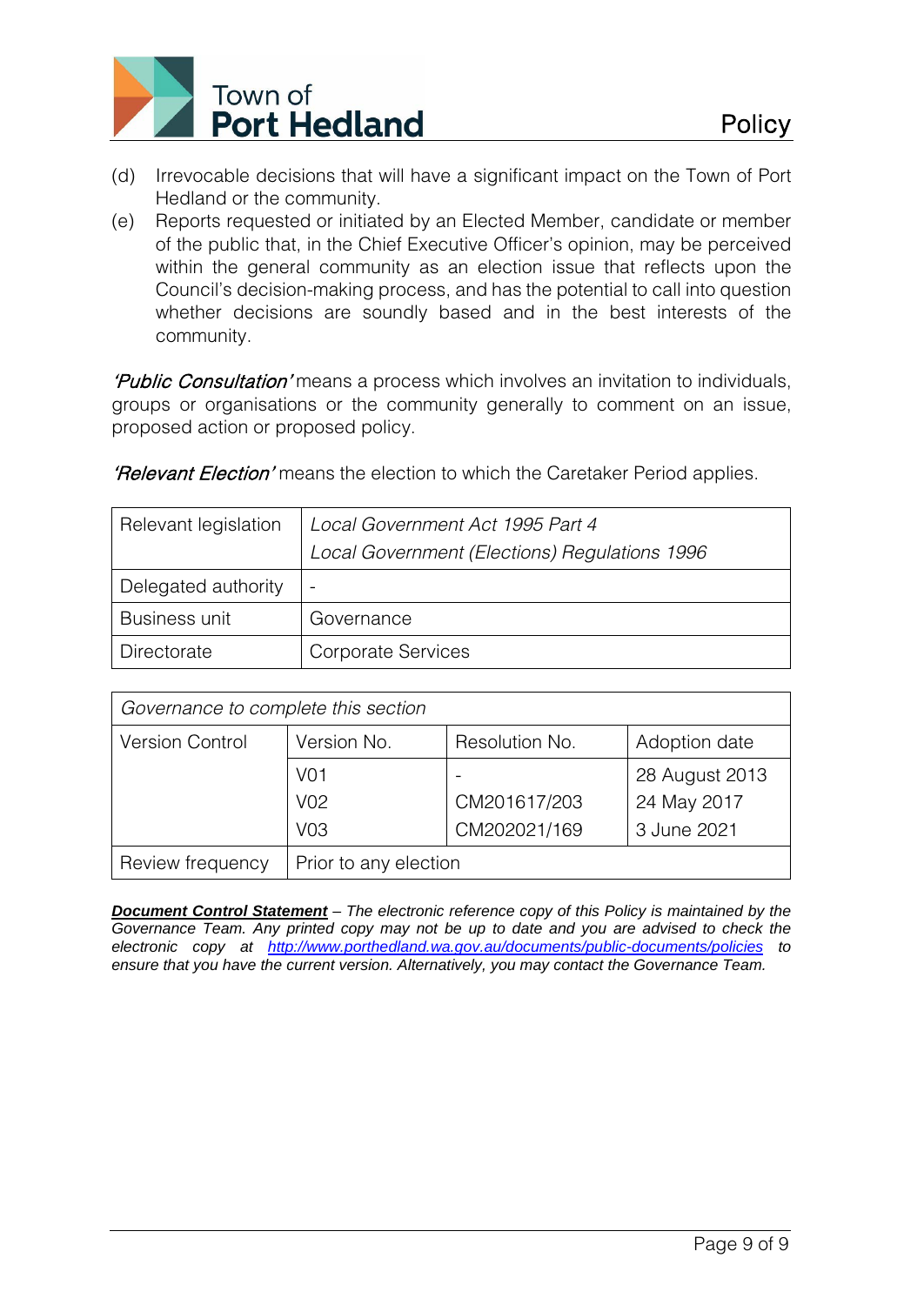(d) Irrevocable decisions that will have a significant impact on the Town of Port Hedland or the community.

(e) Reports requested or initiated by an Elected Member, candidate or member of the public that, in the Chief Executive Officer's opinion, may be perceived within the general community as an election issue that reflects upon the Council's decision-making process, and has the potential to call into question whether decisions are soundly based and in the best interests of the community.

*'Public Consultation'* means a process which involves an invitation to individuals, groups or organisations or the community generally to comment on an issue, proposed action or proposed policy.

*'Relevant Election'* means the election to which the Caretaker Period applies.

| | |
|---|---|
| Relevant legislation | *Local Government Act 1995 Part 4*<br>*Local Government (Elections) Regulations 1996* |
| Delegated authority | - |
| Business unit | Governance |
| Directorate | Corporate Services |

| *Governance to complete this section* | | | |
|---|---|---|---|
| Version Control | Version No. | Resolution No. | Adoption date |
| | V01<br>V02<br>V03 | -<br>CM201617/203<br>CM202021/169 | 28 August 2013<br>24 May 2017<br>3 June 2021 |
| Review frequency | Prior to any election | | |

***Document Control Statement*** *– The electronic reference copy of this Policy is maintained by the Governance Team. Any printed copy may not be up to date and you are advised to check the electronic copy at http://www.porthedland.wa.gov.au/documents/public-documents/policies to ensure that you have the current version. Alternatively, you may contact the Governance Team.*